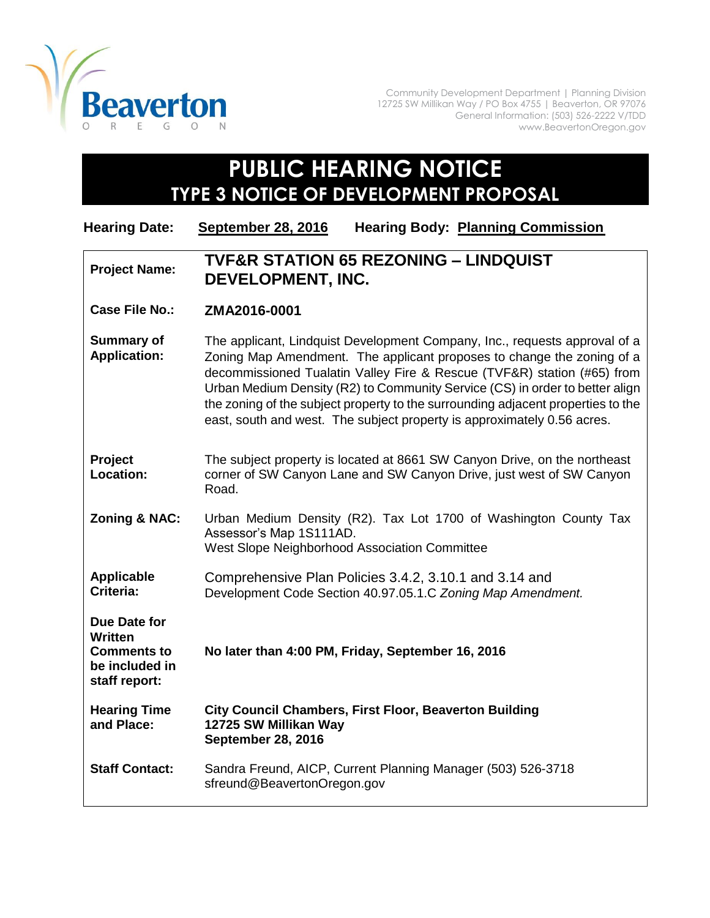Beaverton
OREGON

Community Development Department | Planning Division
12725 SW Millikan Way / PO Box 4755 | Beaverton, OR 97076
General Information: (503) 526-2222 V/TDD
www.BeavertonOregon.gov

# PUBLIC HEARING NOTICE
## TYPE 3 NOTICE OF DEVELOPMENT PROPOSAL

**Hearing Date:** **September 28, 2016** **Hearing Body:** **Planning Commission**

| | |
|---|---|
| **Project Name:** | **TVF&R STATION 65 REZONING – LINDQUIST DEVELOPMENT, INC.** |
| **Case File No.:** | **ZMA2016-0001** |
| **Summary of Application:** | The applicant, Lindquist Development Company, Inc., requests approval of a Zoning Map Amendment. The applicant proposes to change the zoning of a decommissioned Tualatin Valley Fire & Rescue (TVF&R) station (#65) from Urban Medium Density (R2) to Community Service (CS) in order to better align the zoning of the subject property to the surrounding adjacent properties to the east, south and west. The subject property is approximately 0.56 acres. |
| **Project Location:** | The subject property is located at 8661 SW Canyon Drive, on the northeast corner of SW Canyon Lane and SW Canyon Drive, just west of SW Canyon Road. |
| **Zoning & NAC:** | Urban Medium Density (R2). Tax Lot 1700 of Washington County Tax Assessor's Map 1S111AD.<br>West Slope Neighborhood Association Committee |
| **Applicable Criteria:** | Comprehensive Plan Policies 3.4.2, 3.10.1 and 3.14 and Development Code Section 40.97.05.1.C *Zoning Map Amendment.* |
| **Due Date for Written Comments to be included in staff report:** | **No later than 4:00 PM, Friday, September 16, 2016** |
| **Hearing Time and Place:** | **City Council Chambers, First Floor, Beaverton Building<br>12725 SW Millikan Way<br>September 28, 2016** |
| **Staff Contact:** | Sandra Freund, AICP, Current Planning Manager (503) 526-3718<br>sfreund@BeavertonOregon.gov |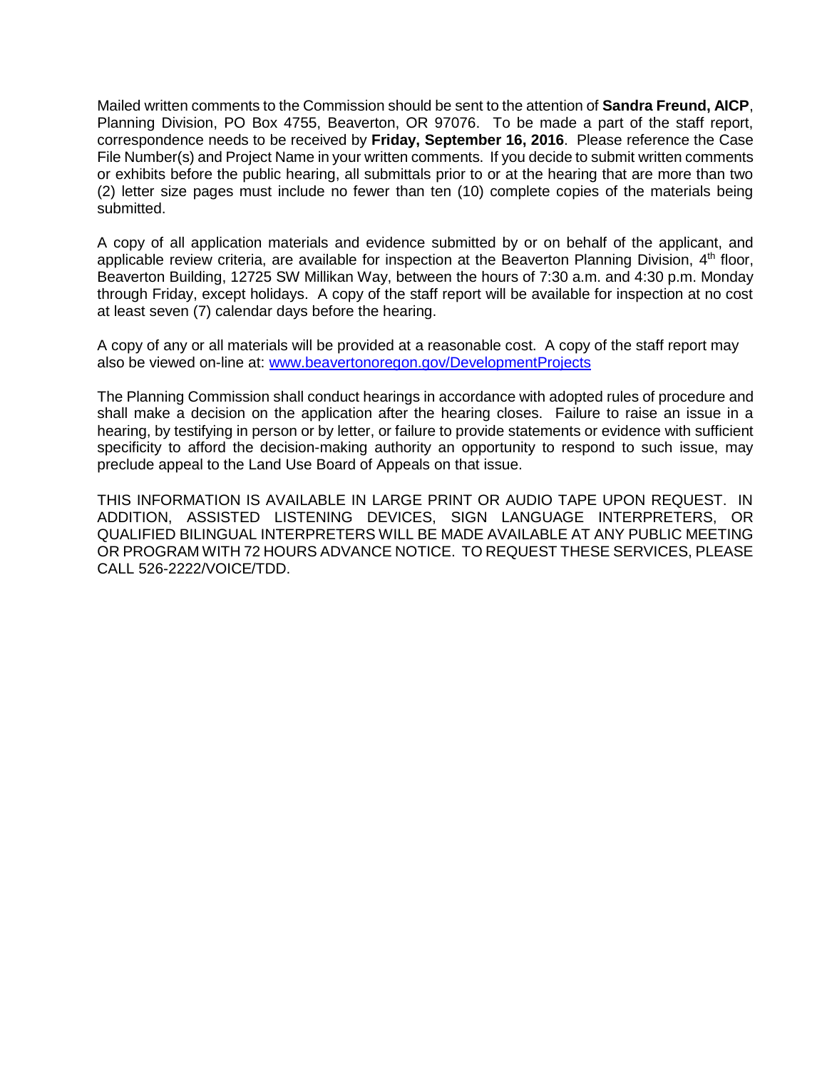Mailed written comments to the Commission should be sent to the attention of **Sandra Freund, AICP**, Planning Division, PO Box 4755, Beaverton, OR 97076. To be made a part of the staff report, correspondence needs to be received by **Friday, September 16, 2016**. Please reference the Case File Number(s) and Project Name in your written comments. If you decide to submit written comments or exhibits before the public hearing, all submittals prior to or at the hearing that are more than two (2) letter size pages must include no fewer than ten (10) complete copies of the materials being submitted.

A copy of all application materials and evidence submitted by or on behalf of the applicant, and applicable review criteria, are available for inspection at the Beaverton Planning Division, 4th floor, Beaverton Building, 12725 SW Millikan Way, between the hours of 7:30 a.m. and 4:30 p.m. Monday through Friday, except holidays. A copy of the staff report will be available for inspection at no cost at least seven (7) calendar days before the hearing.

A copy of any or all materials will be provided at a reasonable cost. A copy of the staff report may also be viewed on-line at: [www.beavertonoregon.gov/DevelopmentProjects](http://www.beavertonoregon.gov/DevelopmentProjects)

The Planning Commission shall conduct hearings in accordance with adopted rules of procedure and shall make a decision on the application after the hearing closes. Failure to raise an issue in a hearing, by testifying in person or by letter, or failure to provide statements or evidence with sufficient specificity to afford the decision-making authority an opportunity to respond to such issue, may preclude appeal to the Land Use Board of Appeals on that issue.

THIS INFORMATION IS AVAILABLE IN LARGE PRINT OR AUDIO TAPE UPON REQUEST. IN ADDITION, ASSISTED LISTENING DEVICES, SIGN LANGUAGE INTERPRETERS, OR QUALIFIED BILINGUAL INTERPRETERS WILL BE MADE AVAILABLE AT ANY PUBLIC MEETING OR PROGRAM WITH 72 HOURS ADVANCE NOTICE. TO REQUEST THESE SERVICES, PLEASE CALL 526-2222/VOICE/TDD.